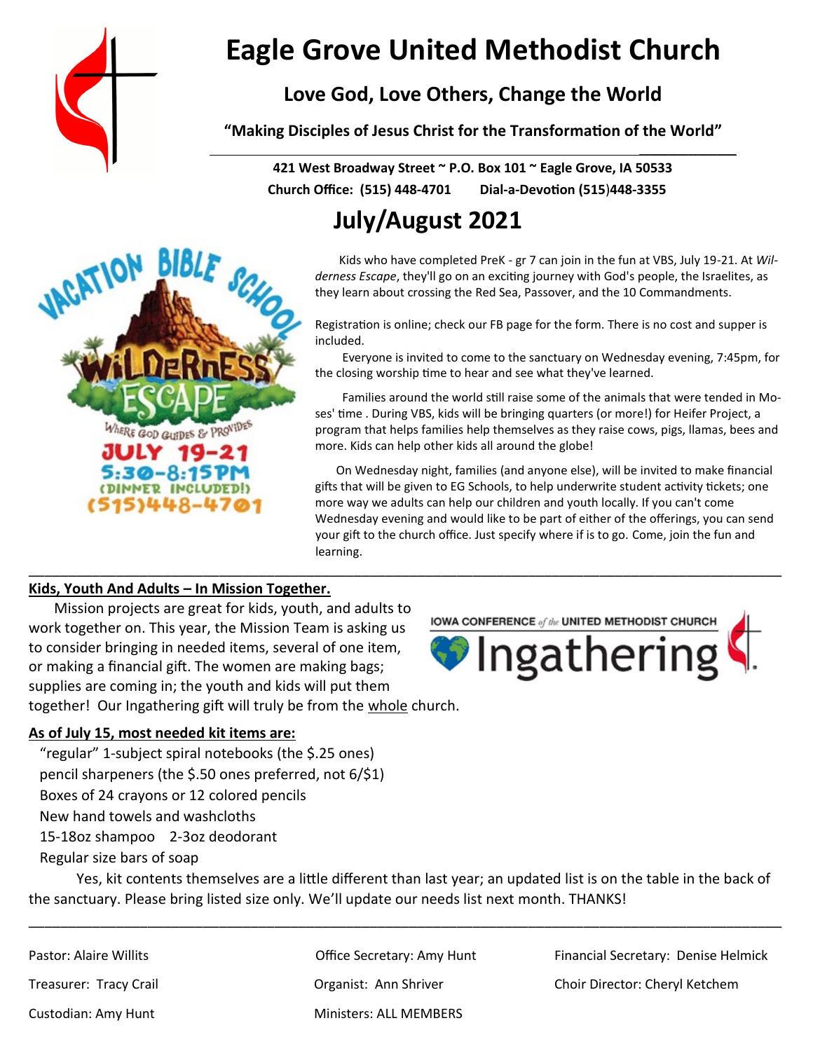# Eagle Grove United Methodist Church

## Love God, Love Others, Change the World

**"Making Disciples of Jesus Christ for the Transformation of the World"**

**421 West Broadway Street ~ P.O. Box 101 ~ Eagle Grove, IA 50533**

**Church Office: (515) 448-4701 Dial-a-Devotion (515)448-3355**

# July/August 2021

VACATION BIBLE SCHOOL
WILDERNESS ESCAPE
WHERE GOD GUIDES & PROVIDES
JULY 19-21
5:30-8:15PM
(DINNER INCLUDED!)
(515)448-4701

Kids who have completed PreK - gr 7 can join in the fun at VBS, July 19-21. At *Wilderness Escape*, they'll go on an exciting journey with God's people, the Israelites, as they learn about crossing the Red Sea, Passover, and the 10 Commandments.

Registration is online; check our FB page for the form. There is no cost and supper is included.

Everyone is invited to come to the sanctuary on Wednesday evening, 7:45pm, for the closing worship time to hear and see what they've learned.

Families around the world still raise some of the animals that were tended in Moses' time . During VBS, kids will be bringing quarters (or more!) for Heifer Project, a program that helps families help themselves as they raise cows, pigs, llamas, bees and more. Kids can help other kids all around the globe!

On Wednesday night, families (and anyone else), will be invited to make financial gifts that will be given to EG Schools, to help underwrite student activity tickets; one more way we adults can help our children and youth locally. If you can't come Wednesday evening and would like to be part of either of the offerings, you can send your gift to the church office. Just specify where if is to go. Come, join the fun and learning.

---

**Kids, Youth And Adults – In Mission Together.**

IOWA CONFERENCE of the UNITED METHODIST CHURCH Ingathering

Mission projects are great for kids, youth, and adults to work together on. This year, the Mission Team is asking us to consider bringing in needed items, several of one item, or making a financial gift. The women are making bags; supplies are coming in; the youth and kids will put them together! Our Ingathering gift will truly be from the whole church.

**As of July 15, most needed kit items are:**

"regular" 1-subject spiral notebooks (the $.25 ones)
pencil sharpeners (the $.50 ones preferred, not 6/$1)
Boxes of 24 crayons or 12 colored pencils
New hand towels and washcloths
15-18oz shampoo 2-3oz deodorant
Regular size bars of soap

Yes, kit contents themselves are a little different than last year; an updated list is on the table in the back of the sanctuary. Please bring listed size only. We'll update our needs list next month. THANKS!

---

| | | |
|---|---|---|
| Pastor: Alaire Willits | Office Secretary: Amy Hunt | Financial Secretary: Denise Helmick |
| Treasurer: Tracy Crail | Organist: Ann Shriver | Choir Director: Cheryl Ketchem |
| Custodian: Amy Hunt | Ministers: ALL MEMBERS | |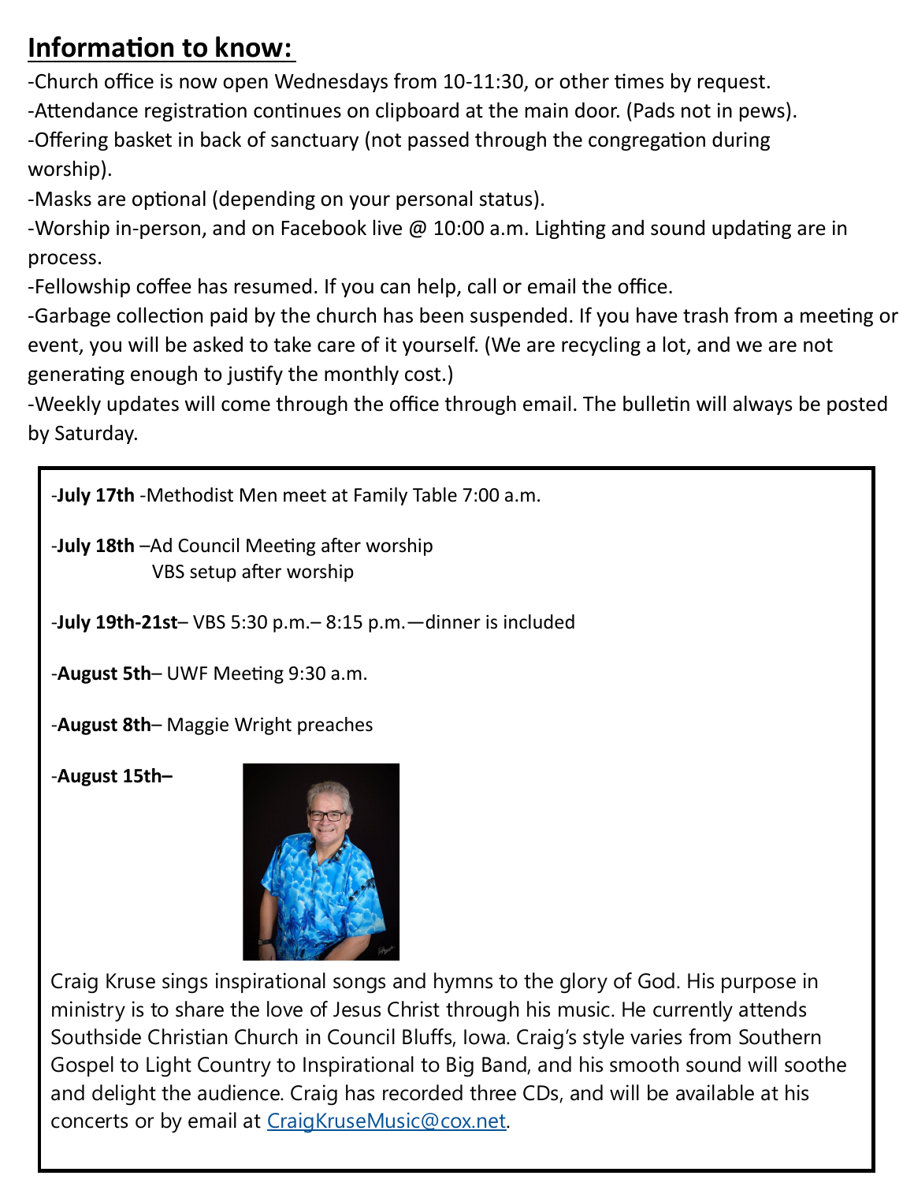## Information to know:

-Church office is now open Wednesdays from 10-11:30, or other times by request.
-Attendance registration continues on clipboard at the main door. (Pads not in pews).
-Offering basket in back of sanctuary (not passed through the congregation during worship).
-Masks are optional (depending on your personal status).
-Worship in-person, and on Facebook live @ 10:00 a.m. Lighting and sound updating are in process.
-Fellowship coffee has resumed. If you can help, call or email the office.
-Garbage collection paid by the church has been suspended. If you have trash from a meeting or event, you will be asked to take care of it yourself. (We are recycling a lot, and we are not generating enough to justify the monthly cost.)
-Weekly updates will come through the office through email. The bulletin will always be posted by Saturday.

-**July 17th** -Methodist Men meet at Family Table 7:00 a.m.

-**July 18th** –Ad Council Meeting after worship
VBS setup after worship

-**July 19th-21st**– VBS 5:30 p.m.– 8:15 p.m.—dinner is included

-**August 5th**– UWF Meeting 9:30 a.m.

-**August 8th**– Maggie Wright preaches

-**August 15th–**

Craig Kruse sings inspirational songs and hymns to the glory of God. His purpose in ministry is to share the love of Jesus Christ through his music. He currently attends Southside Christian Church in Council Bluffs, Iowa. Craig's style varies from Southern Gospel to Light Country to Inspirational to Big Band, and his smooth sound will soothe and delight the audience. Craig has recorded three CDs, and will be available at his concerts or by email at CraigKruseMusic@cox.net.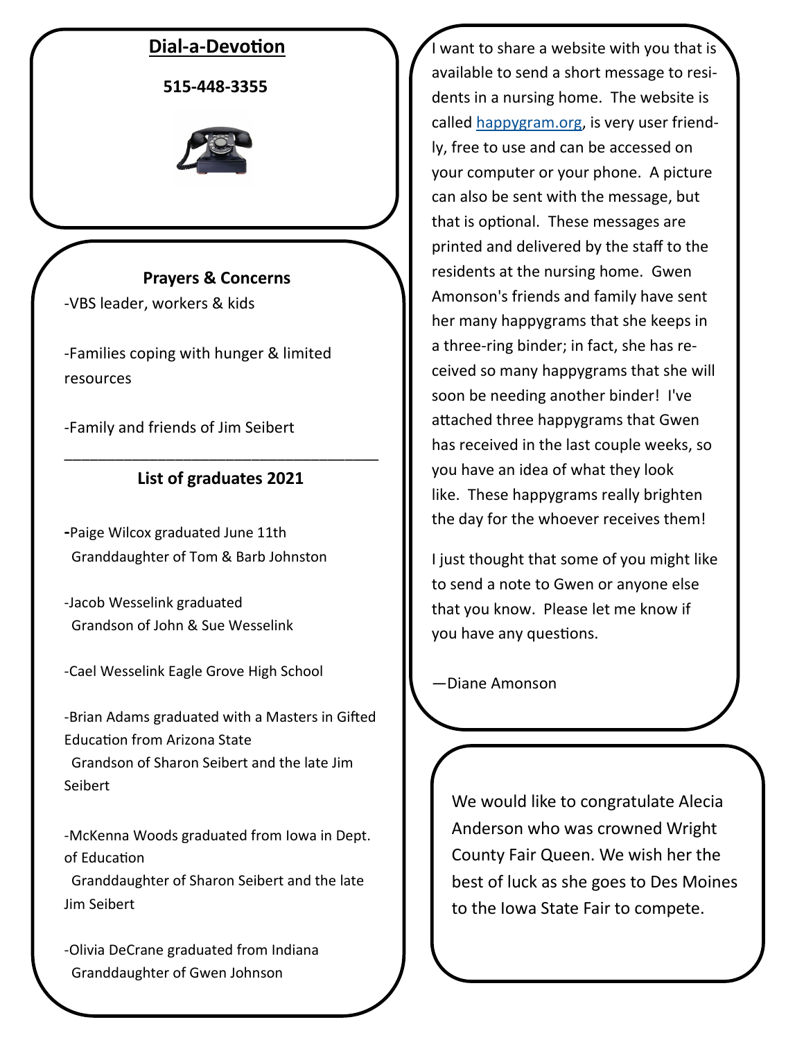## Dial-a-Devotion

**515-448-3355**

### Prayers & Concerns

-VBS leader, workers & kids

-Families coping with hunger & limited resources

-Family and friends of Jim Seibert

---

### List of graduates 2021

-Paige Wilcox graduated June 11th
Granddaughter of Tom & Barb Johnston

-Jacob Wesselink graduated
Grandson of John & Sue Wesselink

-Cael Wesselink Eagle Grove High School

-Brian Adams graduated with a Masters in Gifted Education from Arizona State
Grandson of Sharon Seibert and the late Jim Seibert

-McKenna Woods graduated from Iowa in Dept. of Education
Granddaughter of Sharon Seibert and the late Jim Seibert

-Olivia DeCrane graduated from Indiana
Granddaughter of Gwen Johnson

I want to share a website with you that is available to send a short message to residents in a nursing home. The website is called happygram.org, is very user friendly, free to use and can be accessed on your computer or your phone. A picture can also be sent with the message, but that is optional. These messages are printed and delivered by the staff to the residents at the nursing home. Gwen Amonson's friends and family have sent her many happygrams that she keeps in a three-ring binder; in fact, she has received so many happygrams that she will soon be needing another binder! I've attached three happygrams that Gwen has received in the last couple weeks, so you have an idea of what they look like. These happygrams really brighten the day for the whoever receives them!

I just thought that some of you might like to send a note to Gwen or anyone else that you know. Please let me know if you have any questions.

—Diane Amonson

We would like to congratulate Alecia Anderson who was crowned Wright County Fair Queen. We wish her the best of luck as she goes to Des Moines to the Iowa State Fair to compete.